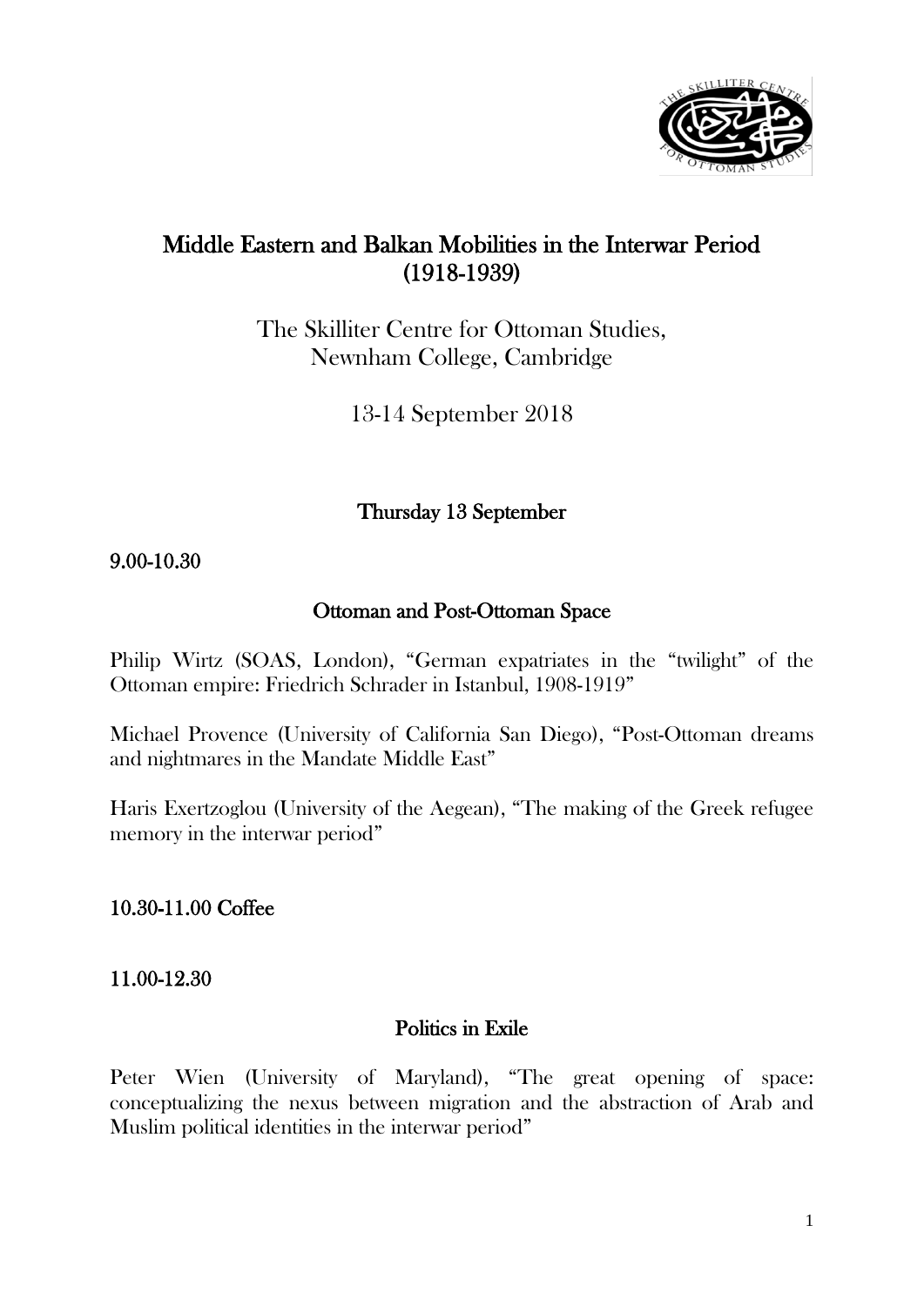# Middle Eastern and Balkan Mobilities in the Interwar Period (1918-1939)

The Skilliter Centre for Ottoman Studies,
Newnham College, Cambridge

13-14 September 2018

## Thursday 13 September

**9.00-10.30**

### Ottoman and Post-Ottoman Space

Philip Wirtz (SOAS, London), "German expatriates in the "twilight" of the Ottoman empire: Friedrich Schrader in Istanbul, 1908-1919"

Michael Provence (University of California San Diego), "Post-Ottoman dreams and nightmares in the Mandate Middle East"

Haris Exertzoglou (University of the Aegean), "The making of the Greek refugee memory in the interwar period"

**10.30-11.00 Coffee**

**11.00-12.30**

### Politics in Exile

Peter Wien (University of Maryland), "The great opening of space: conceptualizing the nexus between migration and the abstraction of Arab and Muslim political identities in the interwar period"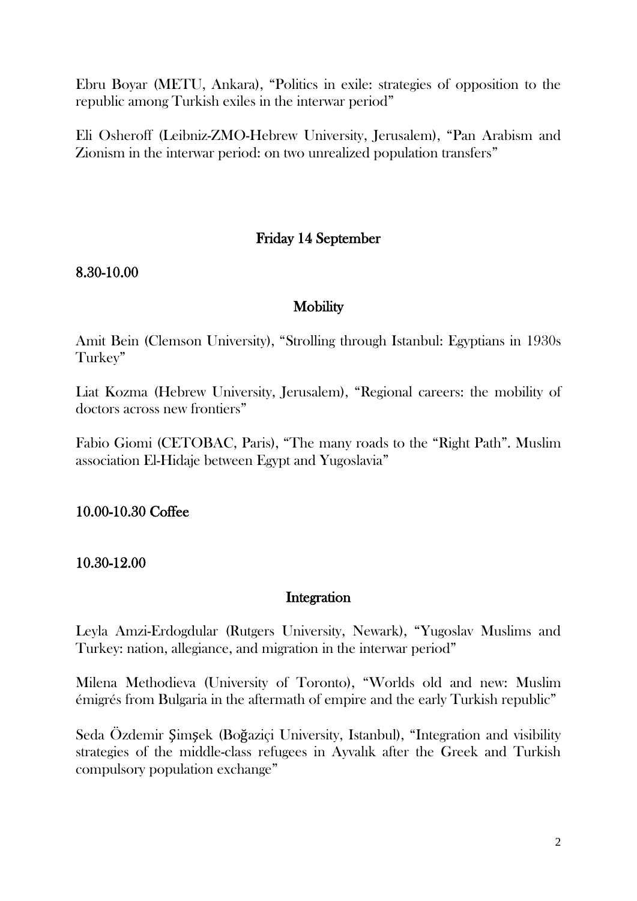Ebru Boyar (METU, Ankara), "Politics in exile: strategies of opposition to the republic among Turkish exiles in the interwar period"

Eli Osheroff (Leibniz-ZMO-Hebrew University, Jerusalem), "Pan Arabism and Zionism in the interwar period: on two unrealized population transfers"

## Friday 14 September

**8.30-10.00**

### Mobility

Amit Bein (Clemson University), "Strolling through Istanbul: Egyptians in 1930s Turkey"

Liat Kozma (Hebrew University, Jerusalem), "Regional careers: the mobility of doctors across new frontiers"

Fabio Giomi (CETOBAC, Paris), "The many roads to the "Right Path". Muslim association El-Hidaje between Egypt and Yugoslavia"

**10.00-10.30 Coffee**

**10.30-12.00**

### Integration

Leyla Amzi-Erdogdular (Rutgers University, Newark), "Yugoslav Muslims and Turkey: nation, allegiance, and migration in the interwar period"

Milena Methodieva (University of Toronto), "Worlds old and new: Muslim émigrés from Bulgaria in the aftermath of empire and the early Turkish republic"

Seda Özdemir Şimşek (Boğaziçi University, Istanbul), "Integration and visibility strategies of the middle-class refugees in Ayvalık after the Greek and Turkish compulsory population exchange"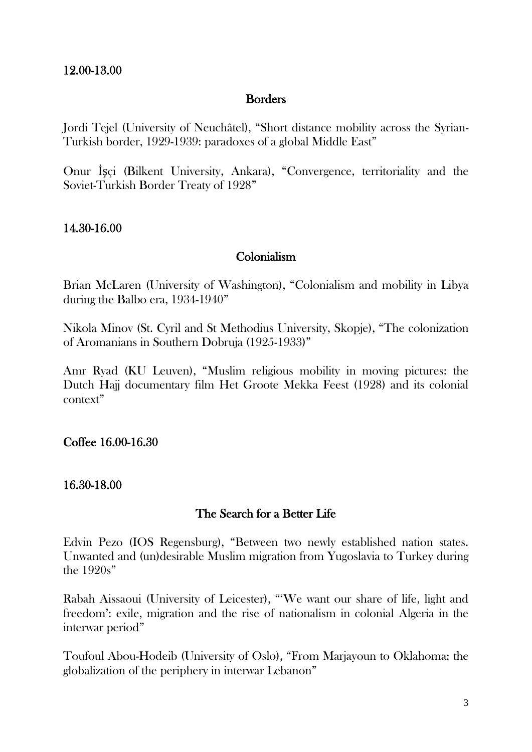**12.00-13.00**

**Borders**

Jordi Tejel (University of Neuchâtel), "Short distance mobility across the Syrian-Turkish border, 1929-1939: paradoxes of a global Middle East"

Onur İşçi (Bilkent University, Ankara), "Convergence, territoriality and the Soviet-Turkish Border Treaty of 1928"

**14.30-16.00**

**Colonialism**

Brian McLaren (University of Washington), "Colonialism and mobility in Libya during the Balbo era, 1934-1940"

Nikola Minov (St. Cyril and St Methodius University, Skopje), "The colonization of Aromanians in Southern Dobruja (1925-1933)"

Amr Ryad (KU Leuven), "Muslim religious mobility in moving pictures: the Dutch Hajj documentary film Het Groote Mekka Feest (1928) and its colonial context"

**Coffee 16.00-16.30**

**16.30-18.00**

**The Search for a Better Life**

Edvin Pezo (IOS Regensburg), "Between two newly established nation states. Unwanted and (un)desirable Muslim migration from Yugoslavia to Turkey during the 1920s"

Rabah Aissaoui (University of Leicester), "'We want our share of life, light and freedom': exile, migration and the rise of nationalism in colonial Algeria in the interwar period"

Toufoul Abou-Hodeib (University of Oslo), "From Marjayoun to Oklahoma: the globalization of the periphery in interwar Lebanon"